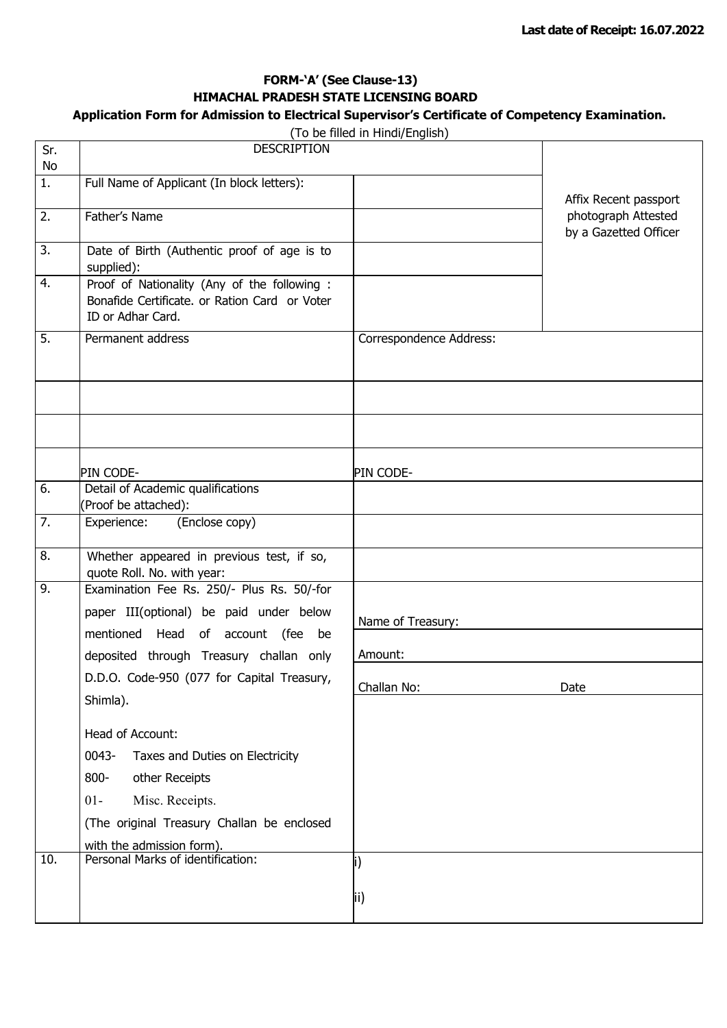**Last date of Receipt: 16.07.2022**

**FORM-'A' (See Clause-13)**

**HIMACHAL PRADESH STATE LICENSING BOARD**

**Application Form for Admission to Electrical Supervisor's Certificate of Competency Examination.**

(To be filled in Hindi/English)

| Sr. No | DESCRIPTION | | |
|---|---|---|---|
| 1. | Full Name of Applicant (In block letters): | | Affix Recent passport photograph Attested by a Gazetted Officer |
| 2. | Father's Name | | |
| 3. | Date of Birth (Authentic proof of age is to supplied): | | |
| 4. | Proof of Nationality (Any of the following : Bonafide Certificate. or Ration Card or Voter ID or Adhar Card. | | |
| 5. | Permanent address | Correspondence Address: | |
| | | | |
| | | | |
| | PIN CODE- | PIN CODE- | |
| 6. | Detail of Academic qualifications (Proof be attached): | | |
| 7. | Experience: (Enclose copy) | | |
| 8. | Whether appeared in previous test, if so, quote Roll. No. with year: | | |
| 9. | Examination Fee Rs. 250/- Plus Rs. 50/-for paper III(optional) be paid under below mentioned Head of account (fee be deposited through Treasury challan only D.D.O. Code-950 (077 for Capital Treasury, Shimla).<br><br>Head of Account:<br>0043- Taxes and Duties on Electricity<br>800- other Receipts<br>01- Misc. Receipts.<br>(The original Treasury Challan be enclosed with the admission form). | Name of Treasury:<br>Amount:<br>Challan No: | Date |
| 10. | Personal Marks of identification: | i)<br>ii) | |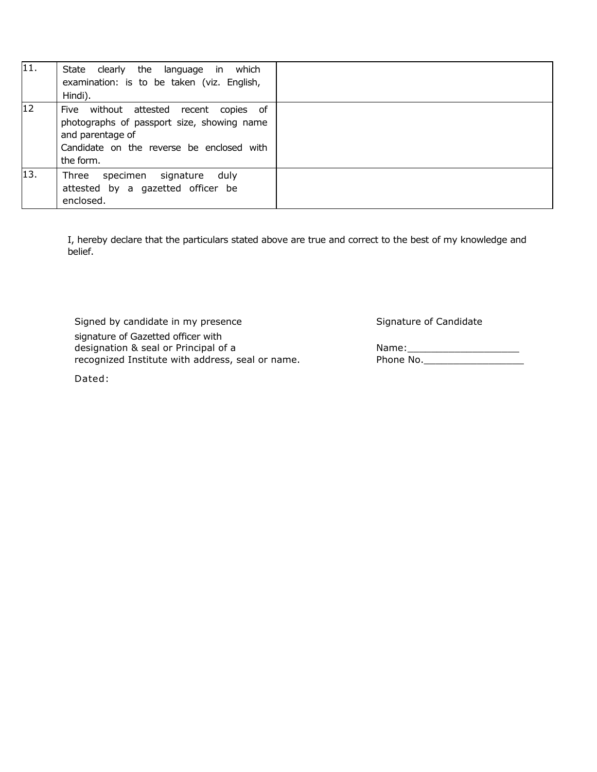| 11. | State clearly the language in which examination: is to be taken (viz. English, Hindi). | |
|---|---|---|
| 12 | Five without attested recent copies of photographs of passport size, showing name and parentage of Candidate on the reverse be enclosed with the form. | |
| 13. | Three specimen signature duly attested by a gazetted officer be enclosed. | |

I, hereby declare that the particulars stated above are true and correct to the best of my knowledge and belief.

Signed by candidate in my presence

signature of Gazetted officer with designation & seal or Principal of a recognized Institute with address, seal or name.

Dated:

Signature of Candidate

Name:___________________

Phone No._________________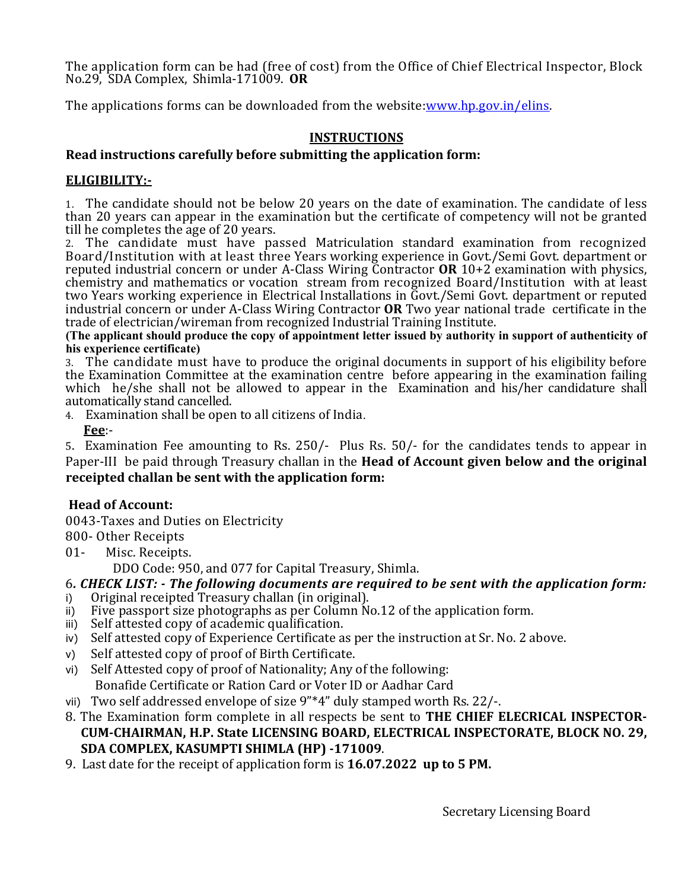The application form can be had (free of cost) from the Office of Chief Electrical Inspector, Block No.29, SDA Complex, Shimla-171009. **OR**

The applications forms can be downloaded from the website:[www.hp.gov.in/elins](www.hp.gov.in/elins).

## INSTRUCTIONS

**Read instructions carefully before submitting the application form:**

**ELIGIBILITY:-**

1. The candidate should not be below 20 years on the date of examination. The candidate of less than 20 years can appear in the examination but the certificate of competency will not be granted till he completes the age of 20 years.
2. The candidate must have passed Matriculation standard examination from recognized Board/Institution with at least three Years working experience in Govt./Semi Govt. department or reputed industrial concern or under A-Class Wiring Contractor **OR** 10+2 examination with physics, chemistry and mathematics or vocation stream from recognized Board/Institution with at least two Years working experience in Electrical Installations in Govt./Semi Govt. department or reputed industrial concern or under A-Class Wiring Contractor **OR** Two year national trade certificate in the trade of electrician/wireman from recognized Industrial Training Institute.
**(The applicant should produce the copy of appointment letter issued by authority in support of authenticity of his experience certificate)**
3. The candidate must have to produce the original documents in support of his eligibility before the Examination Committee at the examination centre before appearing in the examination failing which he/she shall not be allowed to appear in the Examination and his/her candidature shall automatically stand cancelled.
4. Examination shall be open to all citizens of India.

**Fee**:-

5. Examination Fee amounting to Rs. 250/- Plus Rs. 50/- for the candidates tends to appear in Paper-III be paid through Treasury challan in the **Head of Account given below and the original receipted challan be sent with the application form:**

**Head of Account:**

0043-Taxes and Duties on Electricity
800- Other Receipts
01- Misc. Receipts.
DDO Code: 950, and 077 for Capital Treasury, Shimla.

6. ***CHECK LIST: - The following documents are required to be sent with the application form:***

i) Original receipted Treasury challan (in original).
ii) Five passport size photographs as per Column No.12 of the application form.
iii) Self attested copy of academic qualification.
iv) Self attested copy of Experience Certificate as per the instruction at Sr. No. 2 above.
v) Self attested copy of proof of Birth Certificate.
vi) Self Attested copy of proof of Nationality; Any of the following:
Bonafide Certificate or Ration Card or Voter ID or Aadhar Card
vii) Two self addressed envelope of size 9"*4" duly stamped worth Rs. 22/-.

8. The Examination form complete in all respects be sent to **THE CHIEF ELECRICAL INSPECTOR-CUM-CHAIRMAN, H.P. State LICENSING BOARD, ELECTRICAL INSPECTORATE, BLOCK NO. 29, SDA COMPLEX, KASUMPTI SHIMLA (HP) -171009**.
9. Last date for the receipt of application form is **16.07.2022 up to 5 PM.**

Secretary Licensing Board